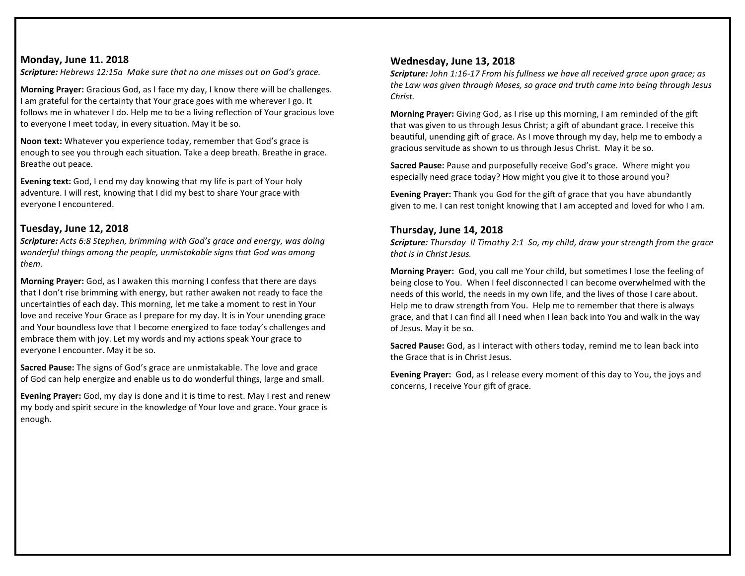## Monday, June 11. 2018

***Scripture:*** *Hebrews 12:15a  Make sure that no one misses out on God's grace.*

**Morning Prayer:** Gracious God, as I face my day, I know there will be challenges. I am grateful for the certainty that Your grace goes with me wherever I go. It follows me in whatever I do. Help me to be a living reflection of Your gracious love to everyone I meet today, in every situation. May it be so.

**Noon text:** Whatever you experience today, remember that God's grace is enough to see you through each situation. Take a deep breath. Breathe in grace. Breathe out peace.

**Evening text:** God, I end my day knowing that my life is part of Your holy adventure. I will rest, knowing that I did my best to share Your grace with everyone I encountered.

## Tuesday, June 12, 2018

***Scripture:*** *Acts 6:8 Stephen, brimming with God's grace and energy, was doing wonderful things among the people, unmistakable signs that God was among them.*

**Morning Prayer:** God, as I awaken this morning I confess that there are days that I don't rise brimming with energy, but rather awaken not ready to face the uncertainties of each day. This morning, let me take a moment to rest in Your love and receive Your Grace as I prepare for my day. It is in Your unending grace and Your boundless love that I become energized to face today's challenges and embrace them with joy. Let my words and my actions speak Your grace to everyone I encounter. May it be so.

**Sacred Pause:** The signs of God's grace are unmistakable. The love and grace of God can help energize and enable us to do wonderful things, large and small.

**Evening Prayer:** God, my day is done and it is time to rest. May I rest and renew my body and spirit secure in the knowledge of Your love and grace. Your grace is enough.

## Wednesday, June 13, 2018

***Scripture:*** *John 1:16-17 From his fullness we have all received grace upon grace; as the Law was given through Moses, so grace and truth came into being through Jesus Christ.*

**Morning Prayer:** Giving God, as I rise up this morning, I am reminded of the gift that was given to us through Jesus Christ; a gift of abundant grace. I receive this beautiful, unending gift of grace. As I move through my day, help me to embody a gracious servitude as shown to us through Jesus Christ.  May it be so.

**Sacred Pause:** Pause and purposefully receive God's grace.  Where might you especially need grace today? How might you give it to those around you?

**Evening Prayer:** Thank you God for the gift of grace that you have abundantly given to me. I can rest tonight knowing that I am accepted and loved for who I am.

## Thursday, June 14, 2018

***Scripture:*** *Thursday  II Timothy 2:1  So, my child, draw your strength from the grace that is in Christ Jesus.*

**Morning Prayer:**  God, you call me Your child, but sometimes I lose the feeling of being close to You.  When I feel disconnected I can become overwhelmed with the needs of this world, the needs in my own life, and the lives of those I care about. Help me to draw strength from You.  Help me to remember that there is always grace, and that I can find all I need when I lean back into You and walk in the way of Jesus. May it be so.

**Sacred Pause:** God, as I interact with others today, remind me to lean back into the Grace that is in Christ Jesus.

**Evening Prayer:**  God, as I release every moment of this day to You, the joys and concerns, I receive Your gift of grace.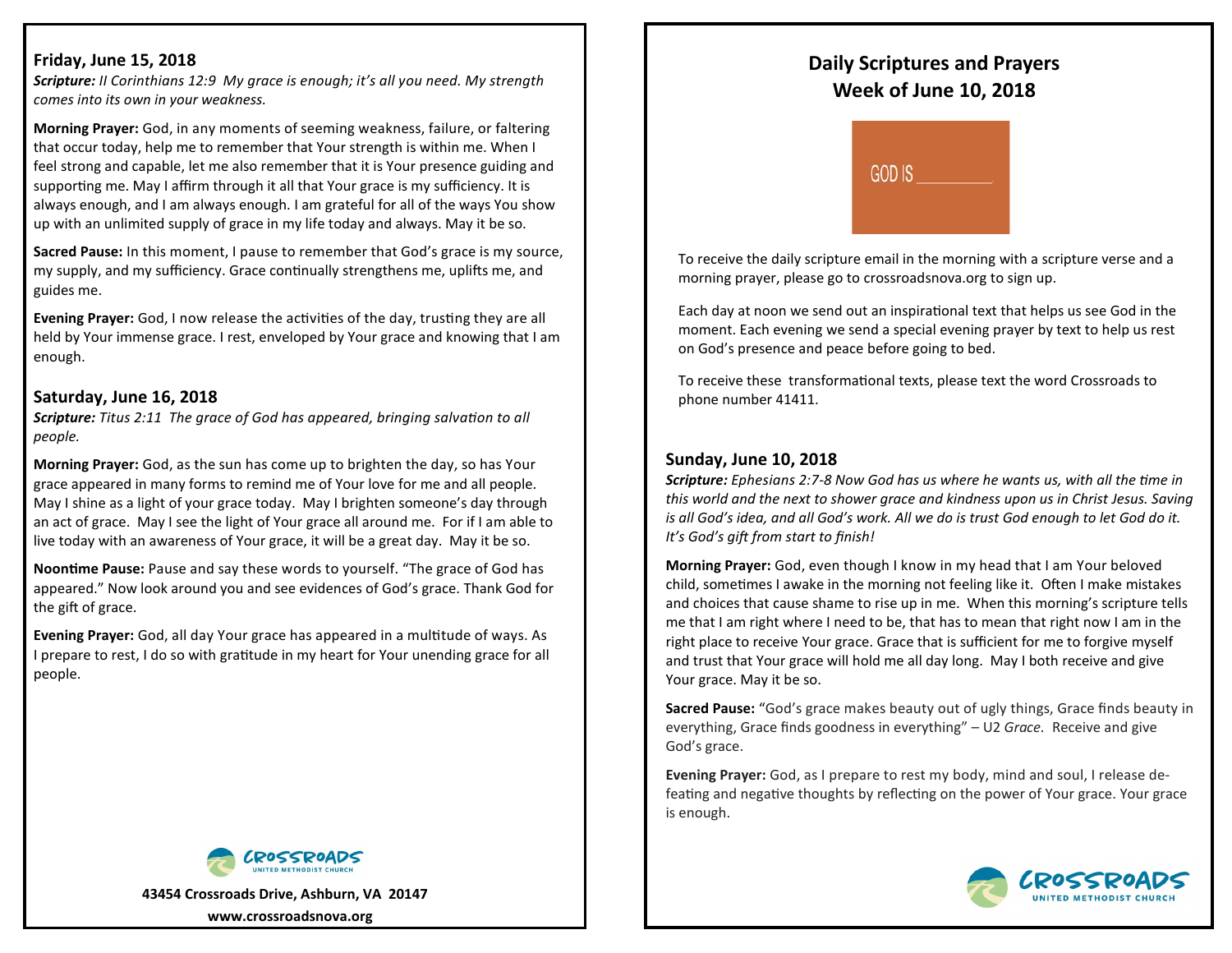## Friday, June 15, 2018

***Scripture:*** *II Corinthians 12:9 My grace is enough; it's all you need. My strength comes into its own in your weakness.*

**Morning Prayer:** God, in any moments of seeming weakness, failure, or faltering that occur today, help me to remember that Your strength is within me. When I feel strong and capable, let me also remember that it is Your presence guiding and supporting me. May I affirm through it all that Your grace is my sufficiency. It is always enough, and I am always enough. I am grateful for all of the ways You show up with an unlimited supply of grace in my life today and always. May it be so.

**Sacred Pause:** In this moment, I pause to remember that God's grace is my source, my supply, and my sufficiency. Grace continually strengthens me, uplifts me, and guides me.

**Evening Prayer:** God, I now release the activities of the day, trusting they are all held by Your immense grace. I rest, enveloped by Your grace and knowing that I am enough.

## Saturday, June 16, 2018

***Scripture:*** *Titus 2:11 The grace of God has appeared, bringing salvation to all people.*

**Morning Prayer:** God, as the sun has come up to brighten the day, so has Your grace appeared in many forms to remind me of Your love for me and all people. May I shine as a light of your grace today. May I brighten someone's day through an act of grace. May I see the light of Your grace all around me. For if I am able to live today with an awareness of Your grace, it will be a great day. May it be so.

**Noontime Pause:** Pause and say these words to yourself. "The grace of God has appeared." Now look around you and see evidences of God's grace. Thank God for the gift of grace.

**Evening Prayer:** God, all day Your grace has appeared in a multitude of ways. As I prepare to rest, I do so with gratitude in my heart for Your unending grace for all people.

CROSSROADS
UNITED METHODIST CHURCH

**43454 Crossroads Drive, Ashburn, VA 20147**

**www.crossroadsnova.org**

# Daily Scriptures and Prayers
# Week of June 10, 2018

GOD IS \_\_\_\_\_\_\_\_\_

To receive the daily scripture email in the morning with a scripture verse and a morning prayer, please go to crossroadsnova.org to sign up.

Each day at noon we send out an inspirational text that helps us see God in the moment. Each evening we send a special evening prayer by text to help us rest on God's presence and peace before going to bed.

To receive these transformational texts, please text the word Crossroads to phone number 41411.

## Sunday, June 10, 2018

***Scripture:*** *Ephesians 2:7-8 Now God has us where he wants us, with all the time in this world and the next to shower grace and kindness upon us in Christ Jesus. Saving is all God's idea, and all God's work. All we do is trust God enough to let God do it. It's God's gift from start to finish!*

**Morning Prayer:** God, even though I know in my head that I am Your beloved child, sometimes I awake in the morning not feeling like it. Often I make mistakes and choices that cause shame to rise up in me. When this morning's scripture tells me that I am right where I need to be, that has to mean that right now I am in the right place to receive Your grace. Grace that is sufficient for me to forgive myself and trust that Your grace will hold me all day long. May I both receive and give Your grace. May it be so.

**Sacred Pause:** "God's grace makes beauty out of ugly things, Grace finds beauty in everything, Grace finds goodness in everything" – U2 *Grace.* Receive and give God's grace.

**Evening Prayer:** God, as I prepare to rest my body, mind and soul, I release defeating and negative thoughts by reflecting on the power of Your grace. Your grace is enough.

CROSSROADS
UNITED METHODIST CHURCH